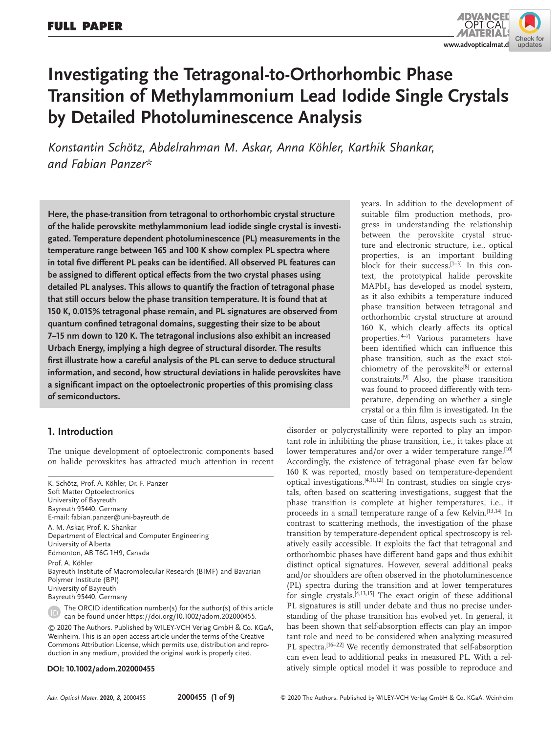# Investigating the Tetragonal-to-Orthorhombic Phase Transition of Methylammonium Lead Iodide Single Crystals by Detailed Photoluminescence Analysis

*Konstantin Schötz, Abdelrahman M. Askar, Anna Köhler, Karthik Shankar, and Fabian Panzer\**

**Here, the phase-transition from tetragonal to orthorhombic crystal structure of the halide perovskite methylammonium lead iodide single crystal is investigated. Temperature dependent photoluminescence (PL) measurements in the temperature range between 165 and 100 K show complex PL spectra where in total five different PL peaks can be identified. All observed PL features can be assigned to different optical effects from the two crystal phases using detailed PL analyses. This allows to quantify the fraction of tetragonal phase that still occurs below the phase transition temperature. It is found that at 150 K, 0.015% tetragonal phase remain, and PL signatures are observed from quantum confined tetragonal domains, suggesting their size to be about 7–15 nm down to 120 K. The tetragonal inclusions also exhibit an increased Urbach Energy, implying a high degree of structural disorder. The results first illustrate how a careful analysis of the PL can serve to deduce structural information, and second, how structural deviations in halide perovskites have a significant impact on the optoelectronic properties of this promising class of semiconductors.**

## 1. Introduction

The unique development of optoelectronic components based on halide perovskites has attracted much attention in recent years. In addition to the development of suitable film production methods, progress in understanding the relationship between the perovskite crystal structure and electronic structure, i.e., optical properties, is an important building block for their success.[1–3] In this context, the prototypical halide perovskite $MAPbI_3$ has developed as model system, as it also exhibits a temperature induced phase transition between tetragonal and orthorhombic crystal structure at around 160 K, which clearly affects its optical properties.[4–7] Various parameters have been identified which can influence this phase transition, such as the exact stoichiometry of the perovskite[8] or external constraints.[9] Also, the phase transition was found to proceed differently with temperature, depending on whether a single crystal or a thin film is investigated. In the case of thin films, aspects such as strain, disorder or polycrystallinity were reported to play an important role in inhibiting the phase transition, i.e., it takes place at lower temperatures and/or over a wider temperature range.[10] Accordingly, the existence of tetragonal phase even far below 160 K was reported, mostly based on temperature-dependent optical investigations.[4,11,12] In contrast, studies on single crystals, often based on scattering investigations, suggest that the phase transition is complete at higher temperatures, i.e., it proceeds in a small temperature range of a few Kelvin.[13,14] In contrast to scattering methods, the investigation of the phase transition by temperature-dependent optical spectroscopy is relatively easily accessible. It exploits the fact that tetragonal and orthorhombic phases have different band gaps and thus exhibit distinct optical signatures. However, several additional peaks and/or shoulders are often observed in the photoluminescence (PL) spectra during the transition and at lower temperatures for single crystals.[4,13,15] The exact origin of these additional PL signatures is still under debate and thus no precise understanding of the phase transition has evolved yet. In general, it has been shown that self-absorption effects can play an important role and need to be considered when analyzing measured PL spectra.[16–22] We recently demonstrated that self-absorption can even lead to additional peaks in measured PL. With a relatively simple optical model it was possible to reproduce and

K. Schötz, Prof. A. Köhler, Dr. F. Panzer
Soft Matter Optoelectronics
University of Bayreuth
Bayreuth 95440, Germany
E-mail: fabian.panzer@uni-bayreuth.de

A. M. Askar, Prof. K. Shankar
Department of Electrical and Computer Engineering
University of Alberta
Edmonton, AB T6G 1H9, Canada

Prof. A. Köhler
Bayreuth Institute of Macromolecular Research (BIMF) and Bavarian Polymer Institute (BPI)
University of Bayreuth
Bayreuth 95440, Germany

The ORCID identification number(s) for the author(s) of this article can be found under https://doi.org/10.1002/adom.202000455.

© 2020 The Authors. Published by WILEY-VCH Verlag GmbH & Co. KGaA, Weinheim. This is an open access article under the terms of the Creative Commons Attribution License, which permits use, distribution and reproduction in any medium, provided the original work is properly cited.

**DOI: 10.1002/adom.202000455**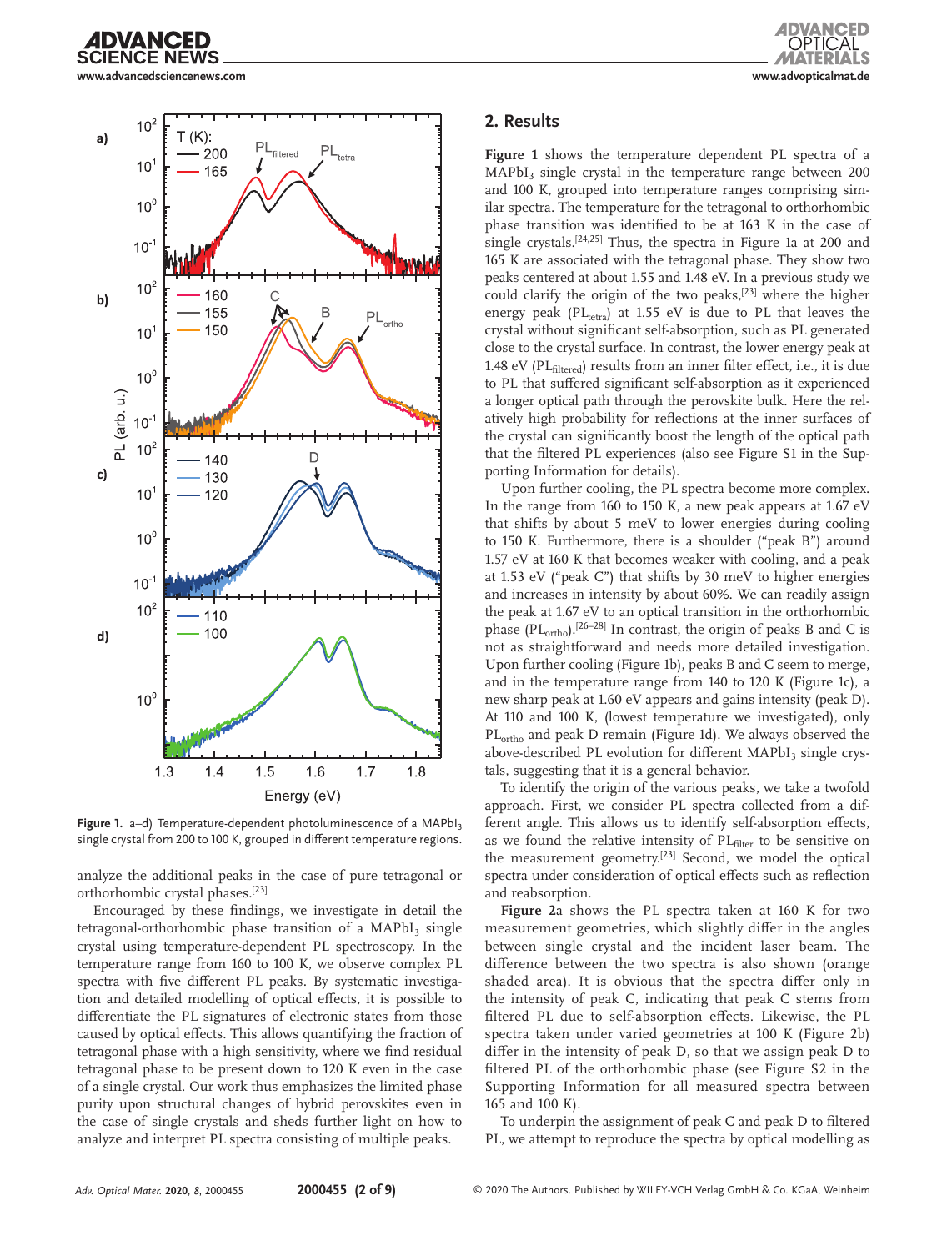Figure 1. a–d) Temperature-dependent photoluminescence of a $MAPbI_3$ single crystal from 200 to 100 K, grouped in different temperature regions.

analyze the additional peaks in the case of pure tetragonal or orthorhombic crystal phases.[23]

Encouraged by these findings, we investigate in detail the tetragonal-orthorhombic phase transition of a $MAPbI_3$ single crystal using temperature-dependent PL spectroscopy. In the temperature range from 160 to 100 K, we observe complex PL spectra with five different PL peaks. By systematic investigation and detailed modelling of optical effects, it is possible to differentiate the PL signatures of electronic states from those caused by optical effects. This allows quantifying the fraction of tetragonal phase with a high sensitivity, where we find residual tetragonal phase to be present down to 120 K even in the case of a single crystal. Our work thus emphasizes the limited phase purity upon structural changes of hybrid perovskites even in the case of single crystals and sheds further light on how to analyze and interpret PL spectra consisting of multiple peaks.

## 2. Results

**Figure 1** shows the temperature dependent PL spectra of a $MAPbI_3$ single crystal in the temperature range between 200 and 100 K, grouped into temperature ranges comprising similar spectra. The temperature for the tetragonal to orthorhombic phase transition was identified to be at 163 K in the case of single crystals.[24,25] Thus, the spectra in Figure 1a at 200 and 165 K are associated with the tetragonal phase. They show two peaks centered at about 1.55 and 1.48 eV. In a previous study we could clarify the origin of the two peaks,[23] where the higher energy peak ($PL_{tetra}$) at 1.55 eV is due to PL that leaves the crystal without significant self-absorption, such as PL generated close to the crystal surface. In contrast, the lower energy peak at 1.48 eV ($PL_{filtered}$) results from an inner filter effect, i.e., it is due to PL that suffered significant self-absorption as it experienced a longer optical path through the perovskite bulk. Here the relatively high probability for reflections at the inner surfaces of the crystal can significantly boost the length of the optical path that the filtered PL experiences (also see Figure S1 in the Supporting Information for details).

Upon further cooling, the PL spectra become more complex. In the range from 160 to 150 K, a new peak appears at 1.67 eV that shifts by about 5 meV to lower energies during cooling to 150 K. Furthermore, there is a shoulder ("peak B") around 1.57 eV at 160 K that becomes weaker with cooling, and a peak at 1.53 eV ("peak C") that shifts by 30 meV to higher energies and increases in intensity by about 60%. We can readily assign the peak at 1.67 eV to an optical transition in the orthorhombic phase ($PL_{ortho}$).[26–28] In contrast, the origin of peaks B and C is not as straightforward and needs more detailed investigation. Upon further cooling (Figure 1b), peaks B and C seem to merge, and in the temperature range from 140 to 120 K (Figure 1c), a new sharp peak at 1.60 eV appears and gains intensity (peak D). At 110 and 100 K, (lowest temperature we investigated), only $PL_{ortho}$ and peak D remain (Figure 1d). We always observed the above-described PL evolution for different $MAPbI_3$ single crystals, suggesting that it is a general behavior.

To identify the origin of the various peaks, we take a twofold approach. First, we consider PL spectra collected from a different angle. This allows us to identify self-absorption effects, as we found the relative intensity of $PL_{filter}$ to be sensitive on the measurement geometry.[23] Second, we model the optical spectra under consideration of optical effects such as reflection and reabsorption.

**Figure 2**a shows the PL spectra taken at 160 K for two measurement geometries, which slightly differ in the angles between single crystal and the incident laser beam. The difference between the two spectra is also shown (orange shaded area). It is obvious that the spectra differ only in the intensity of peak C, indicating that peak C stems from filtered PL due to self-absorption effects. Likewise, the PL spectra taken under varied geometries at 100 K (Figure 2b) differ in the intensity of peak D, so that we assign peak D to filtered PL of the orthorhombic phase (see Figure S2 in the Supporting Information for all measured spectra between 165 and 100 K).

To underpin the assignment of peak C and peak D to filtered PL, we attempt to reproduce the spectra by optical modelling as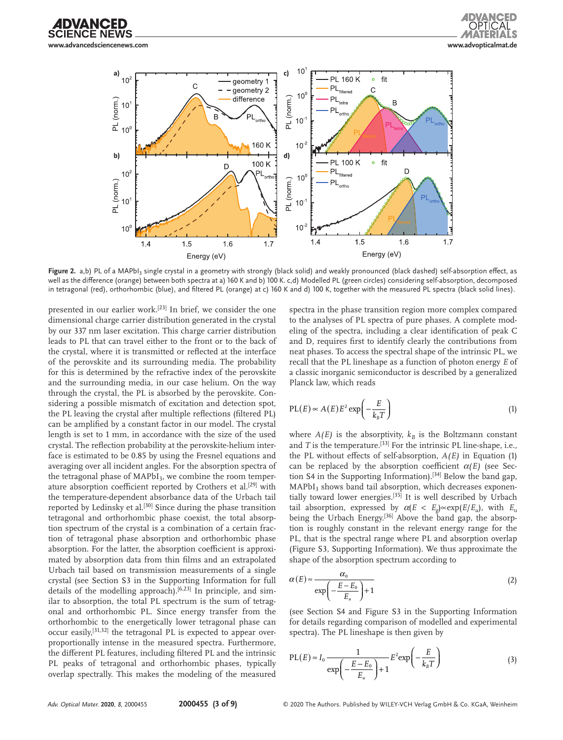**Figure 2.** a,b) PL of a $MAPbI_3$ single crystal in a geometry with strongly (black solid) and weakly pronounced (black dashed) self-absorption effect, as well as the difference (orange) between both spectra at a) 160 K and b) 100 K. c,d) Modelled PL (green circles) considering self-absorption, decomposed in tetragonal (red), orthorhombic (blue), and filtered PL (orange) at c) 160 K and d) 100 K, together with the measured PL spectra (black solid lines).

presented in our earlier work.[23] In brief, we consider the one dimensional charge carrier distribution generated in the crystal by our 337 nm laser excitation. This charge carrier distribution leads to PL that can travel either to the front or to the back of the crystal, where it is transmitted or reflected at the interface of the perovskite and its surrounding media. The probability for this is determined by the refractive index of the perovskite and the surrounding media, in our case helium. On the way through the crystal, the PL is absorbed by the perovskite. Considering a possible mismatch of excitation and detection spot, the PL leaving the crystal after multiple reflections (filtered PL) can be amplified by a constant factor in our model. The crystal length is set to 1 mm, in accordance with the size of the used crystal. The reflection probability at the perovskite-helium interface is estimated to be 0.85 by using the Fresnel equations and averaging over all incident angles. For the absorption spectra of the tetragonal phase of $MAPbI_3$, we combine the room temperature absorption coefficient reported by Crothers et al.[29] with the temperature-dependent absorbance data of the Urbach tail reported by Ledinsky et al.[30] Since during the phase transition tetragonal and orthorhombic phase coexist, the total absorption spectrum of the crystal is a combination of a certain fraction of tetragonal phase absorption and orthorhombic phase absorption. For the latter, the absorption coefficient is approximated by absorption data from thin films and an extrapolated Urbach tail based on transmission measurements of a single crystal (see Section S3 in the Supporting Information for full details of the modelling approach).[6,23] In principle, and similar to absorption, the total PL spectrum is the sum of tetragonal and orthorhombic PL. Since energy transfer from the orthorhombic to the energetically lower tetragonal phase can occur easily,[31,32] the tetragonal PL is expected to appear overproportionally intense in the measured spectra. Furthermore, the different PL features, including filtered PL and the intrinsic PL peaks of tetragonal and orthorhombic phases, typically overlap spectrally. This makes the modeling of the measured spectra in the phase transition region more complex compared to the analyses of PL spectra of pure phases. A complete modeling of the spectra, including a clear identification of peak C and D, requires first to identify clearly the contributions from neat phases. To access the spectral shape of the intrinsic PL, we recall that the PL lineshape as a function of photon energy $E$ of a classic inorganic semiconductor is described by a generalized Planck law, which reads

$$\mathrm{PL}(E) \propto A(E) E^2 \exp\left(-\frac{E}{k_B T}\right) \tag{1}$$

where $A(E)$ is the absorptivity, $k_B$ is the Boltzmann constant and $T$ is the temperature.[33] For the intrinsic PL line-shape, i.e., the PL without effects of self-absorption, $A(E)$ in Equation (1) can be replaced by the absorption coefficient $\alpha(E)$ (see Section S4 in the Supporting Information).[34] Below the band gap, $MAPbI_3$ shows band tail absorption, which decreases exponentially toward lower energies.[35] It is well described by Urbach tail absorption, expressed by $\alpha(E < E_g) \propto \exp(E/E_u)$, with $E_u$ being the Urbach Energy.[36] Above the band gap, the absorption is roughly constant in the relevant energy range for the PL, that is the spectral range where PL and absorption overlap (Figure S3, Supporting Information). We thus approximate the shape of the absorption spectrum according to

$$\alpha(E) \approx \frac{\alpha_0}{\exp\left(-\frac{E - E_0}{E_u}\right) + 1} \tag{2}$$

(see Section S4 and Figure S3 in the Supporting Information for details regarding comparison of modelled and experimental spectra). The PL lineshape is then given by

$$\mathrm{PL}(E) \approx I_0 \frac{1}{\exp\left(-\frac{E - E_0}{E_u}\right) + 1} E^2 \exp\left(-\frac{E}{k_B T}\right) \tag{3}$$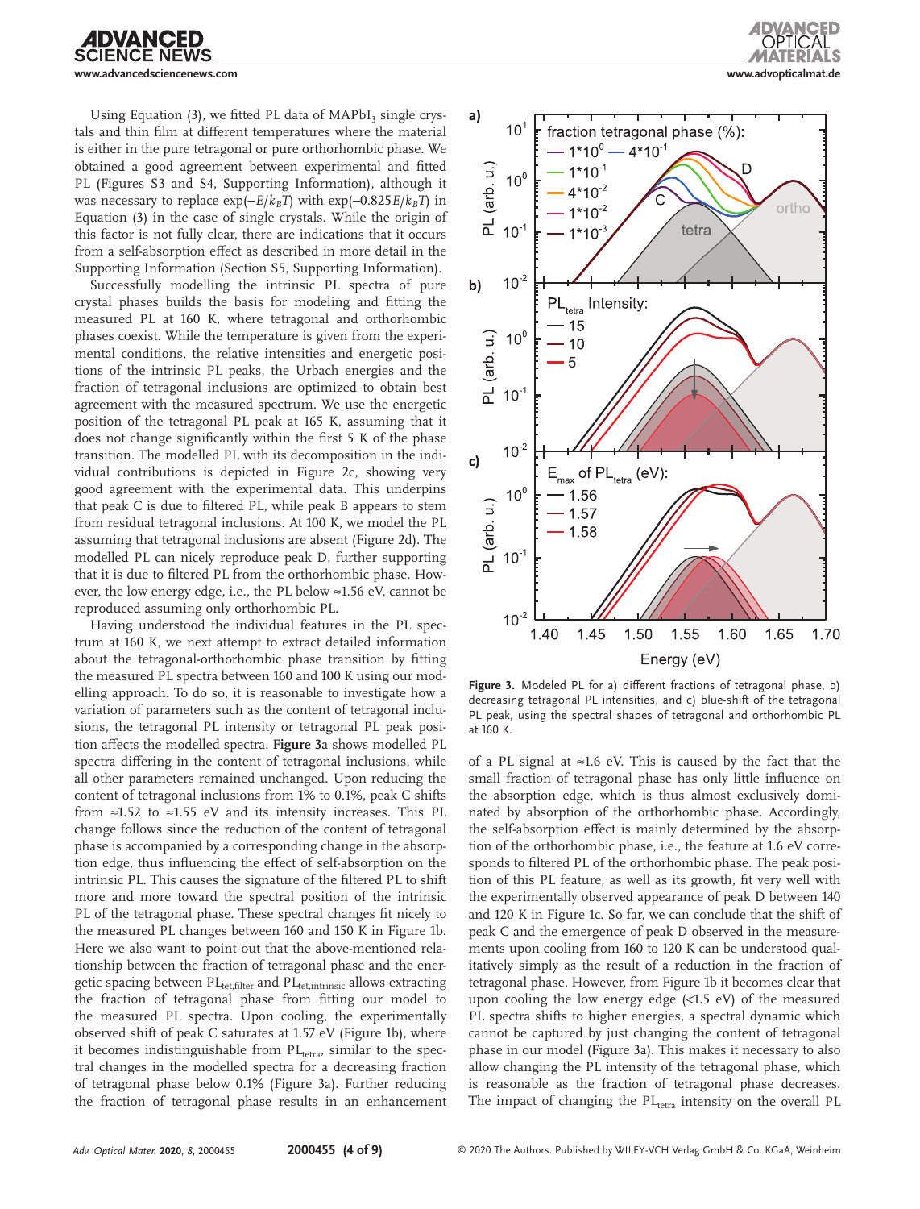Using Equation (3), we fitted PL data of $MAPbI_3$ single crystals and thin film at different temperatures where the material is either in the pure tetragonal or pure orthorhombic phase. We obtained a good agreement between experimental and fitted PL (Figures S3 and S4, Supporting Information), although it was necessary to replace $\exp(-E/k_BT)$ with $\exp(-0.825E/k_BT)$ in Equation (3) in the case of single crystals. While the origin of this factor is not fully clear, there are indications that it occurs from a self-absorption effect as described in more detail in the Supporting Information (Section S5, Supporting Information).

Successfully modelling the intrinsic PL spectra of pure crystal phases builds the basis for modeling and fitting the measured PL at 160 K, where tetragonal and orthorhombic phases coexist. While the temperature is given from the experimental conditions, the relative intensities and energetic positions of the intrinsic PL peaks, the Urbach energies and the fraction of tetragonal inclusions are optimized to obtain best agreement with the measured spectrum. We use the energetic position of the tetragonal PL peak at 165 K, assuming that it does not change significantly within the first 5 K of the phase transition. The modelled PL with its decomposition in the individual contributions is depicted in Figure 2c, showing very good agreement with the experimental data. This underpins that peak C is due to filtered PL, while peak B appears to stem from residual tetragonal inclusions. At 100 K, we model the PL assuming that tetragonal inclusions are absent (Figure 2d). The modelled PL can nicely reproduce peak D, further supporting that it is due to filtered PL from the orthorhombic phase. However, the low energy edge, i.e., the PL below ≈1.56 eV, cannot be reproduced assuming only orthorhombic PL.

Having understood the individual features in the PL spectrum at 160 K, we next attempt to extract detailed information about the tetragonal-orthorhombic phase transition by fitting the measured PL spectra between 160 and 100 K using our modelling approach. To do so, it is reasonable to investigate how a variation of parameters such as the content of tetragonal inclusions, the tetragonal PL intensity or tetragonal PL peak position affects the modelled spectra. **Figure 3**a shows modelled PL spectra differing in the content of tetragonal inclusions, while all other parameters remained unchanged. Upon reducing the content of tetragonal inclusions from 1% to 0.1%, peak C shifts from ≈1.52 to ≈1.55 eV and its intensity increases. This PL change follows since the reduction of the content of tetragonal phase is accompanied by a corresponding change in the absorption edge, thus influencing the effect of self-absorption on the intrinsic PL. This causes the signature of the filtered PL to shift more and more toward the spectral position of the intrinsic PL of the tetragonal phase. These spectral changes fit nicely to the measured PL changes between 160 and 150 K in Figure 1b. Here we also want to point out that the above-mentioned relationship between the fraction of tetragonal phase and the energetic spacing between $PL_{tet,filter}$ and $PL_{tet,intrinsic}$ allows extracting the fraction of tetragonal phase from fitting our model to the measured PL spectra. Upon cooling, the experimentally observed shift of peak C saturates at 1.57 eV (Figure 1b), where it becomes indistinguishable from $PL_{tetra}$, similar to the spectral changes in the modelled spectra for a decreasing fraction of tetragonal phase below 0.1% (Figure 3a). Further reducing the fraction of tetragonal phase results in an enhancement

**Figure 3.** Modeled PL for a) different fractions of tetragonal phase, b) decreasing tetragonal PL intensities, and c) blue-shift of the tetragonal PL peak, using the spectral shapes of tetragonal and orthorhombic PL at 160 K.

of a PL signal at ≈1.6 eV. This is caused by the fact that the small fraction of tetragonal phase has only little influence on the absorption edge, which is thus almost exclusively dominated by absorption of the orthorhombic phase. Accordingly, the self-absorption effect is mainly determined by the absorption of the orthorhombic phase, i.e., the feature at 1.6 eV corresponds to filtered PL of the orthorhombic phase. The peak position of this PL feature, as well as its growth, fit very well with the experimentally observed appearance of peak D between 140 and 120 K in Figure 1c. So far, we can conclude that the shift of peak C and the emergence of peak D observed in the measurements upon cooling from 160 to 120 K can be understood qualitatively simply as the result of a reduction in the fraction of tetragonal phase. However, from Figure 1b it becomes clear that upon cooling the low energy edge (<1.5 eV) of the measured PL spectra shifts to higher energies, a spectral dynamic which cannot be captured by just changing the content of tetragonal phase in our model (Figure 3a). This makes it necessary to also allow changing the PL intensity of the tetragonal phase, which is reasonable as the fraction of tetragonal phase decreases. The impact of changing the $PL_{tetra}$ intensity on the overall PL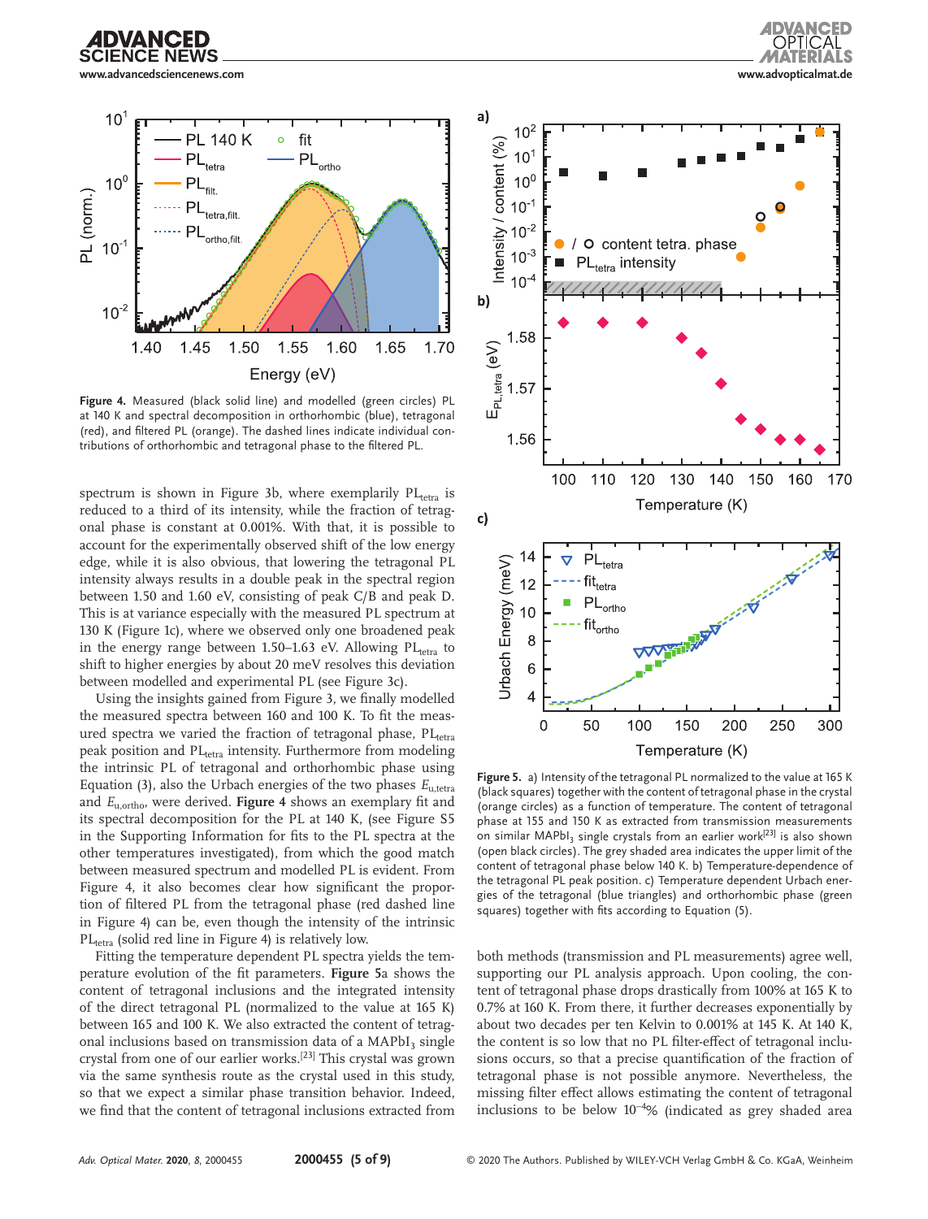**Figure 4.** Measured (black solid line) and modelled (green circles) PL at 140 K and spectral decomposition in orthorhombic (blue), tetragonal (red), and filtered PL (orange). The dashed lines indicate individual contributions of orthorhombic and tetragonal phase to the filtered PL.

spectrum is shown in Figure 3b, where exemplarily $PL_{tetra}$ is reduced to a third of its intensity, while the fraction of tetragonal phase is constant at 0.001%. With that, it is possible to account for the experimentally observed shift of the low energy edge, while it is also obvious, that lowering the tetragonal PL intensity always results in a double peak in the spectral region between 1.50 and 1.60 eV, consisting of peak C/B and peak D. This is at variance especially with the measured PL spectrum at 130 K (Figure 1c), where we observed only one broadened peak in the energy range between 1.50–1.63 eV. Allowing $PL_{tetra}$ to shift to higher energies by about 20 meV resolves this deviation between modelled and experimental PL (see Figure 3c).

Using the insights gained from Figure 3, we finally modelled the measured spectra between 160 and 100 K. To fit the measured spectra we varied the fraction of tetragonal phase, $PL_{tetra}$ peak position and $PL_{tetra}$ intensity. Furthermore from modeling the intrinsic PL of tetragonal and orthorhombic phase using Equation (3), also the Urbach energies of the two phases $E_{u,tetra}$ and $E_{u,ortho}$, were derived. **Figure 4** shows an exemplary fit and its spectral decomposition for the PL at 140 K, (see Figure S5 in the Supporting Information for fits to the PL spectra at the other temperatures investigated), from which the good match between measured spectrum and modelled PL is evident. From Figure 4, it also becomes clear how significant the proportion of filtered PL from the tetragonal phase (red dashed line in Figure 4) can be, even though the intensity of the intrinsic $PL_{tetra}$ (solid red line in Figure 4) is relatively low.

Fitting the temperature dependent PL spectra yields the temperature evolution of the fit parameters. **Figure 5**a shows the content of tetragonal inclusions and the integrated intensity of the direct tetragonal PL (normalized to the value at 165 K) between 165 and 100 K. We also extracted the content of tetragonal inclusions based on transmission data of a $MAPbI_3$ single crystal from one of our earlier works.[23] This crystal was grown via the same synthesis route as the crystal used in this study, so that we expect a similar phase transition behavior. Indeed, we find that the content of tetragonal inclusions extracted from both methods (transmission and PL measurements) agree well, supporting our PL analysis approach. Upon cooling, the content of tetragonal phase drops drastically from 100% at 165 K to 0.7% at 160 K. From there, it further decreases exponentially by about two decades per ten Kelvin to 0.001% at 145 K. At 140 K, the content is so low that no PL filter-effect of tetragonal inclusions occurs, so that a precise quantification of the fraction of tetragonal phase is not possible anymore. Nevertheless, the missing filter effect allows estimating the content of tetragonal inclusions to be below $10^{-4}$% (indicated as grey shaded area

**Figure 5.** a) Intensity of the tetragonal PL normalized to the value at 165 K (black squares) together with the content of tetragonal phase in the crystal (orange circles) as a function of temperature. The content of tetragonal phase at 155 and 150 K as extracted from transmission measurements on similar $MAPbI_3$ single crystals from an earlier work[23] is also shown (open black circles). The grey shaded area indicates the upper limit of the content of tetragonal phase below 140 K. b) Temperature-dependence of the tetragonal PL peak position. c) Temperature dependent Urbach energies of the tetragonal (blue triangles) and orthorhombic phase (green squares) together with fits according to Equation (5).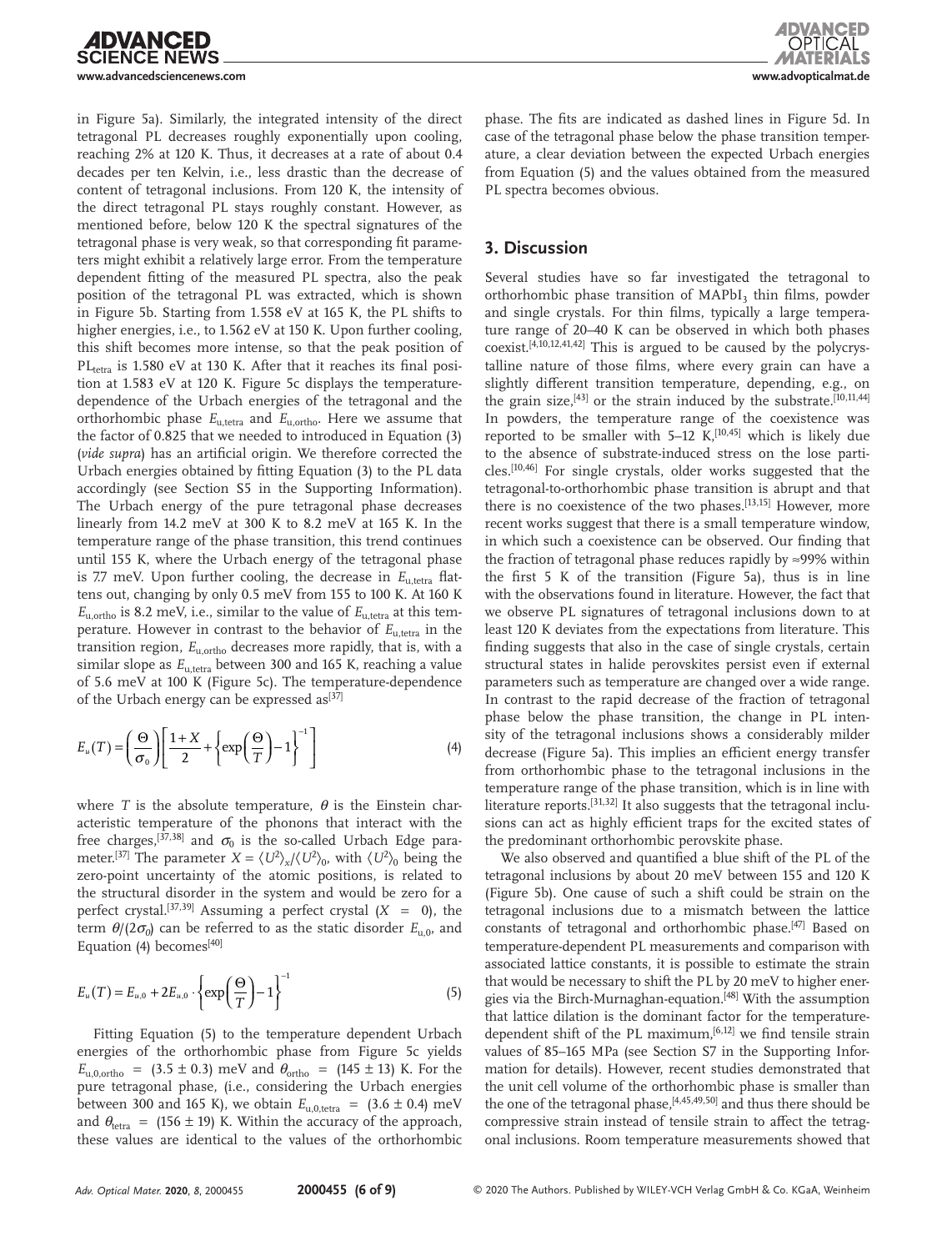in Figure 5a). Similarly, the integrated intensity of the direct tetragonal PL decreases roughly exponentially upon cooling, reaching 2% at 120 K. Thus, it decreases at a rate of about 0.4 decades per ten Kelvin, i.e., less drastic than the decrease of content of tetragonal inclusions. From 120 K, the intensity of the direct tetragonal PL stays roughly constant. However, as mentioned before, below 120 K the spectral signatures of the tetragonal phase is very weak, so that corresponding fit parameters might exhibit a relatively large error. From the temperature dependent fitting of the measured PL spectra, also the peak position of the tetragonal PL was extracted, which is shown in Figure 5b. Starting from 1.558 eV at 165 K, the PL shifts to higher energies, i.e., to 1.562 eV at 150 K. Upon further cooling, this shift becomes more intense, so that the peak position of $PL_{tetra}$ is 1.580 eV at 130 K. After that it reaches its final position at 1.583 eV at 120 K. Figure 5c displays the temperature-dependence of the Urbach energies of the tetragonal and the orthorhombic phase $E_{u,tetra}$ and $E_{u,ortho}$. Here we assume that the factor of 0.825 that we needed to introduced in Equation (3) (*vide supra*) has an artificial origin. We therefore corrected the Urbach energies obtained by fitting Equation (3) to the PL data accordingly (see Section S5 in the Supporting Information). The Urbach energy of the pure tetragonal phase decreases linearly from 14.2 meV at 300 K to 8.2 meV at 165 K. In the temperature range of the phase transition, this trend continues until 155 K, where the Urbach energy of the tetragonal phase is 7.7 meV. Upon further cooling, the decrease in $E_{u,tetra}$ flattens out, changing by only 0.5 meV from 155 to 100 K. At 160 K $E_{u,ortho}$ is 8.2 meV, i.e., similar to the value of $E_{u,tetra}$ at this temperature. However in contrast to the behavior of $E_{u,tetra}$ in the transition region, $E_{u,ortho}$ decreases more rapidly, that is, with a similar slope as $E_{u,tetra}$ between 300 and 165 K, reaching a value of 5.6 meV at 100 K (Figure 5c). The temperature-dependence of the Urbach energy can be expressed as[37]

$$E_u(T) = \left(\frac{\Theta}{\sigma_0}\right)\left[\frac{1+X}{2} + \left\{\exp\left(\frac{\Theta}{T}\right) - 1\right\}^{-1}\right] \tag{4}$$

where $T$ is the absolute temperature, $\theta$ is the Einstein characteristic temperature of the phonons that interact with the free charges,[37,38] and $\sigma_0$ is the so-called Urbach Edge parameter.[37] The parameter $X = \langle U^2\rangle_x / \langle U^2\rangle_0$, with $\langle U^2\rangle_0$ being the zero-point uncertainty of the atomic positions, is related to the structural disorder in the system and would be zero for a perfect crystal.[37,39] Assuming a perfect crystal ($X = 0$), the term $\theta/(2\sigma_0)$ can be referred to as the static disorder $E_{u,0}$, and Equation (4) becomes[40]

$$E_u(T) = E_{u,0} + 2E_{u,0} \cdot \left\{\exp\left(\frac{\Theta}{T}\right) - 1\right\}^{-1} \tag{5}$$

Fitting Equation (5) to the temperature dependent Urbach energies of the orthorhombic phase from Figure 5c yields $E_{u,0,ortho} = (3.5 \pm 0.3)$ meV and $\theta_{ortho} = (145 \pm 13)$ K. For the pure tetragonal phase, (i.e., considering the Urbach energies between 300 and 165 K), we obtain $E_{u,0,tetra} = (3.6 \pm 0.4)$ meV and $\theta_{tetra} = (156 \pm 19)$ K. Within the accuracy of the approach, these values are identical to the values of the orthorhombic phase. The fits are indicated as dashed lines in Figure 5d. In case of the tetragonal phase below the phase transition temperature, a clear deviation between the expected Urbach energies from Equation (5) and the values obtained from the measured PL spectra becomes obvious.

## 3. Discussion

Several studies have so far investigated the tetragonal to orthorhombic phase transition of $MAPbI_3$ thin films, powder and single crystals. For thin films, typically a large temperature range of 20–40 K can be observed in which both phases coexist.[4,10,12,41,42] This is argued to be caused by the polycrystalline nature of those films, where every grain can have a slightly different transition temperature, depending, e.g., on the grain size,[43] or the strain induced by the substrate.[10,11,44] In powders, the temperature range of the coexistence was reported to be smaller with 5–12 K,[10,45] which is likely due to the absence of substrate-induced stress on the lose particles.[10,46] For single crystals, older works suggested that the tetragonal-to-orthorhombic phase transition is abrupt and that there is no coexistence of the two phases.[13,15] However, more recent works suggest that there is a small temperature window, in which such a coexistence can be observed. Our finding that the fraction of tetragonal phase reduces rapidly by ≈99% within the first 5 K of the transition (Figure 5a), thus is in line with the observations found in literature. However, the fact that we observe PL signatures of tetragonal inclusions down to at least 120 K deviates from the expectations from literature. This finding suggests that also in the case of single crystals, certain structural states in halide perovskites persist even if external parameters such as temperature are changed over a wide range. In contrast to the rapid decrease of the fraction of tetragonal phase below the phase transition, the change in PL intensity of the tetragonal inclusions shows a considerably milder decrease (Figure 5a). This implies an efficient energy transfer from orthorhombic phase to the tetragonal inclusions in the temperature range of the phase transition, which is in line with literature reports.[31,32] It also suggests that the tetragonal inclusions can act as highly efficient traps for the excited states of the predominant orthorhombic perovskite phase.

We also observed and quantified a blue shift of the PL of the tetragonal inclusions by about 20 meV between 155 and 120 K (Figure 5b). One cause of such a shift could be strain on the tetragonal inclusions due to a mismatch between the lattice constants of tetragonal and orthorhombic phase.[47] Based on temperature-dependent PL measurements and comparison with associated lattice constants, it is possible to estimate the strain that would be necessary to shift the PL by 20 meV to higher energies via the Birch-Murnaghan-equation.[48] With the assumption that lattice dilation is the dominant factor for the temperature-dependent shift of the PL maximum,[6,12] we find tensile strain values of 85–165 MPa (see Section S7 in the Supporting Information for details). However, recent studies demonstrated that the unit cell volume of the orthorhombic phase is smaller than the one of the tetragonal phase,[4,45,49,50] and thus there should be compressive strain instead of tensile strain to affect the tetragonal inclusions. Room temperature measurements showed that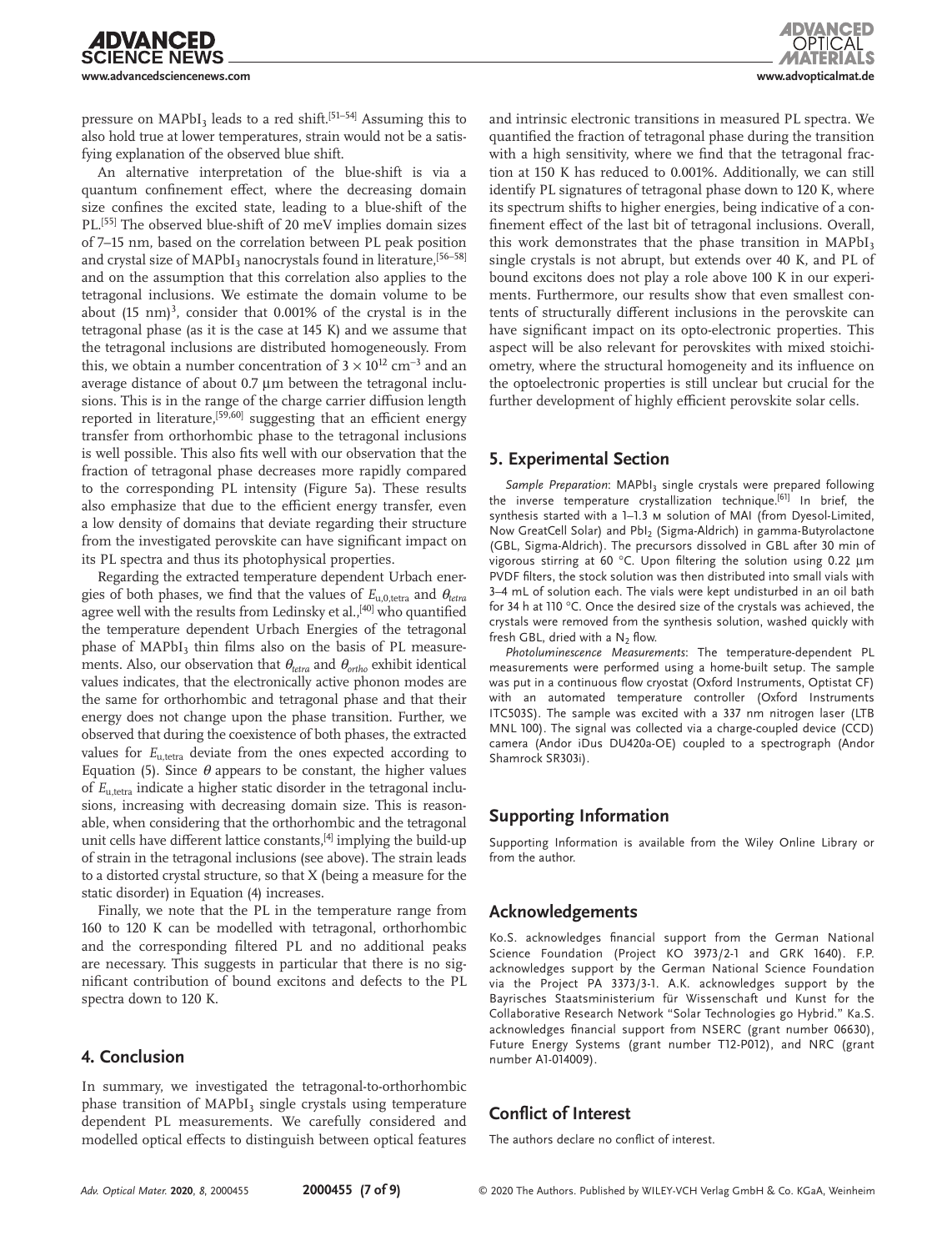pressure on $MAPbI_3$ leads to a red shift.[51–54] Assuming this to also hold true at lower temperatures, strain would not be a satisfying explanation of the observed blue shift.

An alternative interpretation of the blue-shift is via a quantum confinement effect, where the decreasing domain size confines the excited state, leading to a blue-shift of the PL.[55] The observed blue-shift of 20 meV implies domain sizes of 7–15 nm, based on the correlation between PL peak position and crystal size of $MAPbI_3$ nanocrystals found in literature,[56–58] and on the assumption that this correlation also applies to the tetragonal inclusions. We estimate the domain volume to be about $(15\ \text{nm})^3$, consider that 0.001% of the crystal is in the tetragonal phase (as it is the case at 145 K) and we assume that the tetragonal inclusions are distributed homogeneously. From this, we obtain a number concentration of $3 \times 10^{12}\ \text{cm}^{-3}$ and an average distance of about 0.7 µm between the tetragonal inclusions. This is in the range of the charge carrier diffusion length reported in literature,[59,60] suggesting that an efficient energy transfer from orthorhombic phase to the tetragonal inclusions is well possible. This also fits well with our observation that the fraction of tetragonal phase decreases more rapidly compared to the corresponding PL intensity (Figure 5a). These results also emphasize that due to the efficient energy transfer, even a low density of domains that deviate regarding their structure from the investigated perovskite can have significant impact on its PL spectra and thus its photophysical properties.

Regarding the extracted temperature dependent Urbach energies of both phases, we find that the values of $E_{u,0,tetra}$ and $\theta_{tetra}$ agree well with the results from Ledinsky et al.,[40] who quantified the temperature dependent Urbach Energies of the tetragonal phase of $MAPbI_3$ thin films also on the basis of PL measurements. Also, our observation that $\theta_{tetra}$ and $\theta_{ortho}$ exhibit identical values indicates, that the electronically active phonon modes are the same for orthorhombic and tetragonal phase and that their energy does not change upon the phase transition. Further, we observed that during the coexistence of both phases, the extracted values for $E_{u,tetra}$ deviate from the ones expected according to Equation (5). Since $\theta$ appears to be constant, the higher values of $E_{u,tetra}$ indicate a higher static disorder in the tetragonal inclusions, increasing with decreasing domain size. This is reasonable, when considering that the orthorhombic and the tetragonal unit cells have different lattice constants,[4] implying the build-up of strain in the tetragonal inclusions (see above). The strain leads to a distorted crystal structure, so that X (being a measure for the static disorder) in Equation (4) increases.

Finally, we note that the PL in the temperature range from 160 to 120 K can be modelled with tetragonal, orthorhombic and the corresponding filtered PL and no additional peaks are necessary. This suggests in particular that there is no significant contribution of bound excitons and defects to the PL spectra down to 120 K.

## 4. Conclusion

In summary, we investigated the tetragonal-to-orthorhombic phase transition of $MAPbI_3$ single crystals using temperature dependent PL measurements. We carefully considered and modelled optical effects to distinguish between optical features and intrinsic electronic transitions in measured PL spectra. We quantified the fraction of tetragonal phase during the transition with a high sensitivity, where we find that the tetragonal fraction at 150 K has reduced to 0.001%. Additionally, we can still identify PL signatures of tetragonal phase down to 120 K, where its spectrum shifts to higher energies, being indicative of a confinement effect of the last bit of tetragonal inclusions. Overall, this work demonstrates that the phase transition in $MAPbI_3$ single crystals is not abrupt, but extends over 40 K, and PL of bound excitons does not play a role above 100 K in our experiments. Furthermore, our results show that even smallest contents of structurally different inclusions in the perovskite can have significant impact on its opto-electronic properties. This aspect will be also relevant for perovskites with mixed stoichiometry, where the structural homogeneity and its influence on the optoelectronic properties is still unclear but crucial for the further development of highly efficient perovskite solar cells.

## 5. Experimental Section

*Sample Preparation*: $MAPbI_3$ single crystals were prepared following the inverse temperature crystallization technique.[61] In brief, the synthesis started with a 1–1.3 M solution of MAI (from Dyesol-Limited, Now GreatCell Solar) and $PbI_2$ (Sigma-Aldrich) in gamma-Butyrolactone (GBL, Sigma-Aldrich). The precursors dissolved in GBL after 30 min of vigorous stirring at 60 °C. Upon filtering the solution using 0.22 µm PVDF filters, the stock solution was then distributed into small vials with 3–4 mL of solution each. The vials were kept undisturbed in an oil bath for 34 h at 110 °C. Once the desired size of the crystals was achieved, the crystals were removed from the synthesis solution, washed quickly with fresh GBL, dried with a $N_2$ flow.

*Photoluminescence Measurements*: The temperature-dependent PL measurements were performed using a home-built setup. The sample was put in a continuous flow cryostat (Oxford Instruments, Optistat CF) with an automated temperature controller (Oxford Instruments ITC503S). The sample was excited with a 337 nm nitrogen laser (LTB MNL 100). The signal was collected via a charge-coupled device (CCD) camera (Andor iDus DU420a-OE) coupled to a spectrograph (Andor Shamrock SR303i).

## Supporting Information

Supporting Information is available from the Wiley Online Library or from the author.

## Acknowledgements

Ko.S. acknowledges financial support from the German National Science Foundation (Project KO 3973/2-1 and GRK 1640). F.P. acknowledges support by the German National Science Foundation via the Project PA 3373/3-1. A.K. acknowledges support by the Bayrisches Staatsministerium für Wissenschaft und Kunst for the Collaborative Research Network "Solar Technologies go Hybrid." Ka.S. acknowledges financial support from NSERC (grant number 06630), Future Energy Systems (grant number T12-P012), and NRC (grant number A1-014009).

## Conflict of Interest

The authors declare no conflict of interest.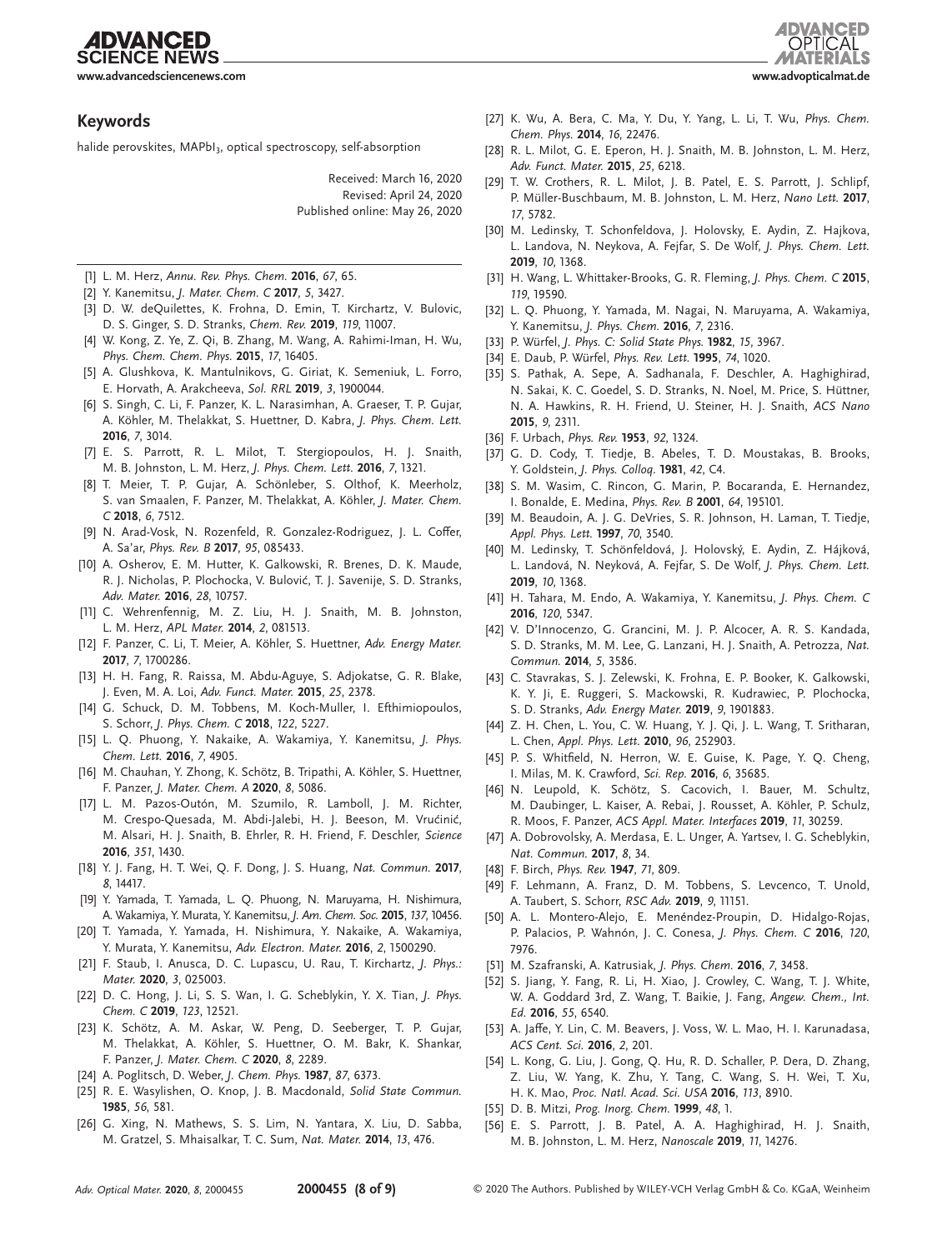## Keywords

halide perovskites, $MAPbI_3$, optical spectroscopy, self-absorption

Received: March 16, 2020
Revised: April 24, 2020
Published online: May 26, 2020

[1] L. M. Herz, *Annu. Rev. Phys. Chem.* **2016**, *67*, 65.
[2] Y. Kanemitsu, *J. Mater. Chem. C* **2017**, *5*, 3427.
[3] D. W. deQuilettes, K. Frohna, D. Emin, T. Kirchartz, V. Bulovic, D. S. Ginger, S. D. Stranks, *Chem. Rev.* **2019**, *119*, 11007.
[4] W. Kong, Z. Ye, Z. Qi, B. Zhang, M. Wang, A. Rahimi-Iman, H. Wu, *Phys. Chem. Chem. Phys.* **2015**, *17*, 16405.
[5] A. Glushkova, K. Mantulnikovs, G. Giriat, K. Semeniuk, L. Forro, E. Horvath, A. Arakcheeva, *Sol. RRL* **2019**, *3*, 1900044.
[6] S. Singh, C. Li, F. Panzer, K. L. Narasimhan, A. Graeser, T. P. Gujar, A. Köhler, M. Thelakkat, S. Huettner, D. Kabra, *J. Phys. Chem. Lett.* **2016**, *7*, 3014.
[7] E. S. Parrott, R. L. Milot, T. Stergiopoulos, H. J. Snaith, M. B. Johnston, L. M. Herz, *J. Phys. Chem. Lett.* **2016**, *7*, 1321.
[8] T. Meier, T. P. Gujar, A. Schönleber, S. Olthof, K. Meerholz, S. van Smaalen, F. Panzer, M. Thelakkat, A. Köhler, *J. Mater. Chem. C* **2018**, *6*, 7512.
[9] N. Arad-Vosk, N. Rozenfeld, R. Gonzalez-Rodriguez, J. L. Coffer, A. Sa'ar, *Phys. Rev. B* **2017**, *95*, 085433.
[10] A. Osherov, E. M. Hutter, K. Galkowski, R. Brenes, D. K. Maude, R. J. Nicholas, P. Plochocka, V. Bulović, T. J. Savenije, S. D. Stranks, *Adv. Mater.* **2016**, *28*, 10757.
[11] C. Wehrenfennig, M. Z. Liu, H. J. Snaith, M. B. Johnston, L. M. Herz, *APL Mater.* **2014**, *2*, 081513.
[12] F. Panzer, C. Li, T. Meier, A. Köhler, S. Huettner, *Adv. Energy Mater.* **2017**, *7*, 1700286.
[13] H. H. Fang, R. Raissa, M. Abdu-Aguye, S. Adjokatse, G. R. Blake, J. Even, M. A. Loi, *Adv. Funct. Mater.* **2015**, *25*, 2378.
[14] G. Schuck, D. M. Tobbens, M. Koch-Muller, I. Efthimiopoulos, S. Schorr, *J. Phys. Chem. C* **2018**, *122*, 5227.
[15] L. Q. Phuong, Y. Nakaike, A. Wakamiya, Y. Kanemitsu, *J. Phys. Chem. Lett.* **2016**, *7*, 4905.
[16] M. Chauhan, Y. Zhong, K. Schötz, B. Tripathi, A. Köhler, S. Huettner, F. Panzer, *J. Mater. Chem. A* **2020**, *8*, 5086.
[17] L. M. Pazos-Outón, M. Szumilo, R. Lamboll, J. M. Richter, M. Crespo-Quesada, M. Abdi-Jalebi, H. J. Beeson, M. Vrućinić, M. Alsari, H. J. Snaith, B. Ehrler, R. H. Friend, F. Deschler, *Science* **2016**, *351*, 1430.
[18] Y. J. Fang, H. T. Wei, Q. F. Dong, J. S. Huang, *Nat. Commun.* **2017**, *8*, 14417.
[19] Y. Yamada, T. Yamada, L. Q. Phuong, N. Maruyama, H. Nishimura, A. Wakamiya, Y. Murata, Y. Kanemitsu, *J. Am. Chem. Soc.* **2015**, *137*, 10456.
[20] T. Yamada, Y. Yamada, H. Nishimura, Y. Nakaike, A. Wakamiya, Y. Murata, Y. Kanemitsu, *Adv. Electron. Mater.* **2016**, *2*, 1500290.
[21] F. Staub, I. Anusca, D. C. Lupascu, U. Rau, T. Kirchartz, *J. Phys.: Mater.* **2020**, *3*, 025003.
[22] D. C. Hong, J. Li, S. S. Wan, I. G. Scheblykin, Y. X. Tian, *J. Phys. Chem. C* **2019**, *123*, 12521.
[23] K. Schötz, A. M. Askar, W. Peng, D. Seeberger, T. P. Gujar, M. Thelakkat, A. Köhler, S. Huettner, O. M. Bakr, K. Shankar, F. Panzer, *J. Mater. Chem. C* **2020**, *8*, 2289.
[24] A. Poglitsch, D. Weber, *J. Chem. Phys.* **1987**, *87*, 6373.
[25] R. E. Wasylishen, O. Knop, J. B. Macdonald, *Solid State Commun.* **1985**, *56*, 581.
[26] G. Xing, N. Mathews, S. S. Lim, N. Yantara, X. Liu, D. Sabba, M. Gratzel, S. Mhaisalkar, T. C. Sum, *Nat. Mater.* **2014**, *13*, 476.
[27] K. Wu, A. Bera, C. Ma, Y. Du, Y. Yang, L. Li, T. Wu, *Phys. Chem. Chem. Phys.* **2014**, *16*, 22476.
[28] R. L. Milot, G. E. Eperon, H. J. Snaith, M. B. Johnston, L. M. Herz, *Adv. Funct. Mater.* **2015**, *25*, 6218.
[29] T. W. Crothers, R. L. Milot, J. B. Patel, E. S. Parrott, J. Schlipf, P. Müller-Buschbaum, M. B. Johnston, L. M. Herz, *Nano Lett.* **2017**, *17*, 5782.
[30] M. Ledinsky, T. Schonfeldova, J. Holovsky, E. Aydin, Z. Hajkova, L. Landova, N. Neykova, A. Fejfar, S. De Wolf, *J. Phys. Chem. Lett.* **2019**, *10*, 1368.
[31] H. Wang, L. Whittaker-Brooks, G. R. Fleming, *J. Phys. Chem. C* **2015**, *119*, 19590.
[32] L. Q. Phuong, Y. Yamada, M. Nagai, N. Maruyama, A. Wakamiya, Y. Kanemitsu, *J. Phys. Chem.* **2016**, *7*, 2316.
[33] P. Würfel, *J. Phys. C: Solid State Phys.* **1982**, *15*, 3967.
[34] E. Daub, P. Würfel, *Phys. Rev. Lett.* **1995**, *74*, 1020.
[35] S. Pathak, A. Sepe, A. Sadhanala, F. Deschler, A. Haghighirad, N. Sakai, K. C. Goedel, S. D. Stranks, N. Noel, M. Price, S. Hüttner, N. A. Hawkins, R. H. Friend, U. Steiner, H. J. Snaith, *ACS Nano* **2015**, *9*, 2311.
[36] F. Urbach, *Phys. Rev.* **1953**, *92*, 1324.
[37] G. D. Cody, T. Tiedje, B. Abeles, T. D. Moustakas, B. Brooks, Y. Goldstein, *J. Phys. Colloq.* **1981**, *42*, C4.
[38] S. M. Wasim, C. Rincon, G. Marin, P. Bocaranda, E. Hernandez, I. Bonalde, E. Medina, *Phys. Rev. B* **2001**, *64*, 195101.
[39] M. Beaudoin, A. J. G. DeVries, S. R. Johnson, H. Laman, T. Tiedje, *Appl. Phys. Lett.* **1997**, *70*, 3540.
[40] M. Ledinsky, T. Schönfeldová, J. Holovský, E. Aydin, Z. Hájková, L. Landová, N. Neyková, A. Fejfar, S. De Wolf, *J. Phys. Chem. Lett.* **2019**, *10*, 1368.
[41] H. Tahara, M. Endo, A. Wakamiya, Y. Kanemitsu, *J. Phys. Chem. C* **2016**, *120*, 5347.
[42] V. D'Innocenzo, G. Grancini, M. J. P. Alcocer, A. R. S. Kandada, S. D. Stranks, M. M. Lee, G. Lanzani, H. J. Snaith, A. Petrozza, *Nat. Commun.* **2014**, *5*, 3586.
[43] C. Stavrakas, S. J. Zelewski, K. Frohna, E. P. Booker, K. Galkowski, K. Y. Ji, E. Ruggeri, S. Mackowski, R. Kudrawiec, P. Plochocka, S. D. Stranks, *Adv. Energy Mater.* **2019**, *9*, 1901883.
[44] Z. H. Chen, L. You, C. W. Huang, Y. J. Qi, J. L. Wang, T. Sritharan, L. Chen, *Appl. Phys. Lett.* **2010**, *96*, 252903.
[45] P. S. Whitfield, N. Herron, W. E. Guise, K. Page, Y. Q. Cheng, I. Milas, M. K. Crawford, *Sci. Rep.* **2016**, *6*, 35685.
[46] N. Leupold, K. Schötz, S. Cacovich, I. Bauer, M. Schultz, M. Daubinger, L. Kaiser, A. Rebai, J. Rousset, A. Köhler, P. Schulz, R. Moos, F. Panzer, *ACS Appl. Mater. Interfaces* **2019**, *11*, 30259.
[47] A. Dobrovolsky, A. Merdasa, E. L. Unger, A. Yartsev, I. G. Scheblykin, *Nat. Commun.* **2017**, *8*, 34.
[48] F. Birch, *Phys. Rev.* **1947**, *71*, 809.
[49] F. Lehmann, A. Franz, D. M. Tobbens, S. Levcenco, T. Unold, A. Taubert, S. Schorr, *RSC Adv.* **2019**, *9*, 11151.
[50] A. L. Montero-Alejo, E. Menéndez-Proupin, D. Hidalgo-Rojas, P. Palacios, P. Wahnón, J. C. Conesa, *J. Phys. Chem. C* **2016**, *120*, 7976.
[51] M. Szafranski, A. Katrusiak, *J. Phys. Chem.* **2016**, *7*, 3458.
[52] S. Jiang, Y. Fang, R. Li, H. Xiao, J. Crowley, C. Wang, T. J. White, W. A. Goddard 3rd, Z. Wang, T. Baikie, J. Fang, *Angew. Chem., Int. Ed.* **2016**, *55*, 6540.
[53] A. Jaffe, Y. Lin, C. M. Beavers, J. Voss, W. L. Mao, H. I. Karunadasa, *ACS Cent. Sci.* **2016**, *2*, 201.
[54] L. Kong, G. Liu, J. Gong, Q. Hu, R. D. Schaller, P. Dera, D. Zhang, Z. Liu, W. Yang, K. Zhu, Y. Tang, C. Wang, S. H. Wei, T. Xu, H. K. Mao, *Proc. Natl. Acad. Sci. USA* **2016**, *113*, 8910.
[55] D. B. Mitzi, *Prog. Inorg. Chem.* **1999**, *48*, 1.
[56] E. S. Parrott, J. B. Patel, A. A. Haghighirad, H. J. Snaith, M. B. Johnston, L. M. Herz, *Nanoscale* **2019**, *11*, 14276.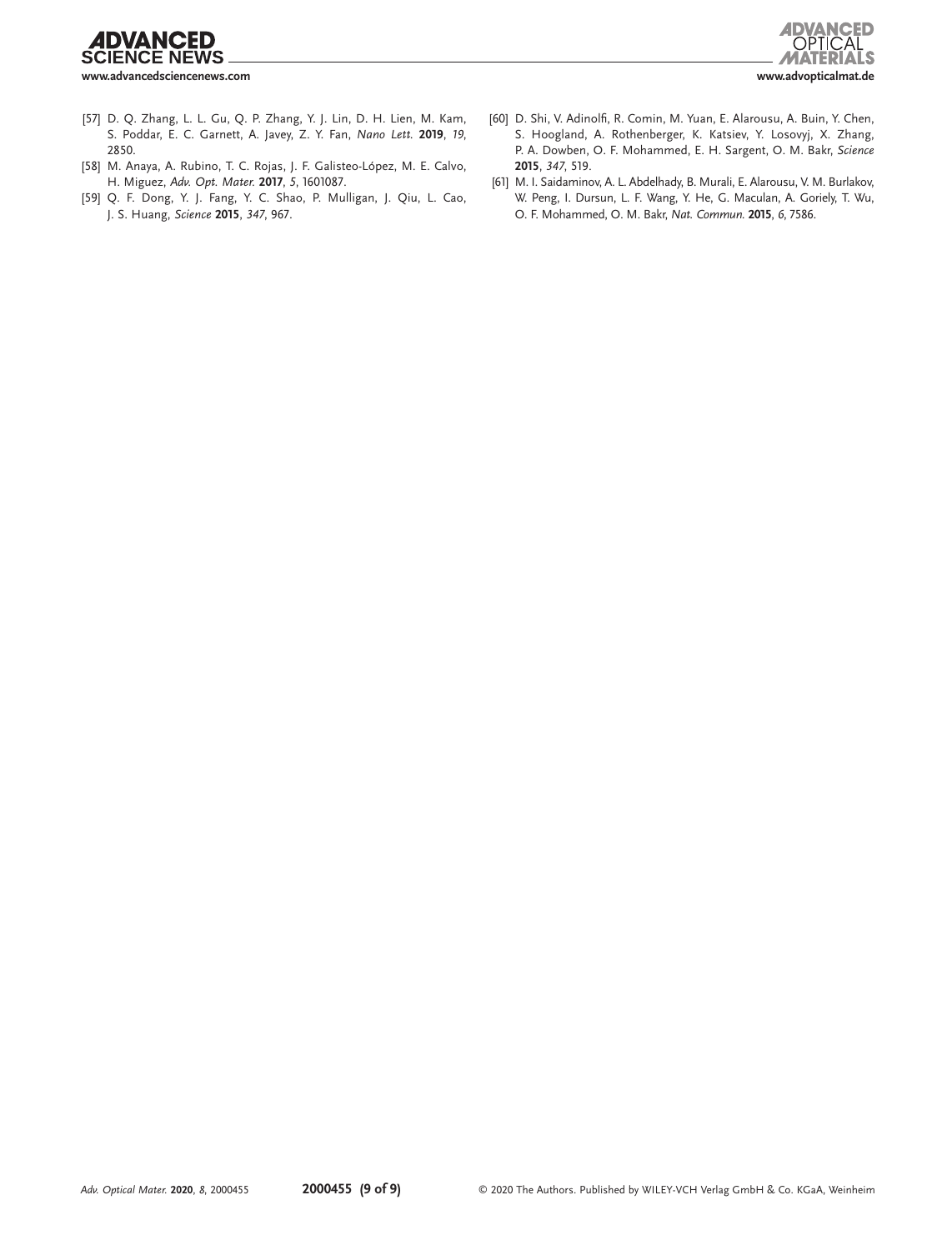[57] D. Q. Zhang, L. L. Gu, Q. P. Zhang, Y. J. Lin, D. H. Lien, M. Kam, S. Poddar, E. C. Garnett, A. Javey, Z. Y. Fan, *Nano Lett.* **2019**, *19*, 2850.

[58] M. Anaya, A. Rubino, T. C. Rojas, J. F. Galisteo-López, M. E. Calvo, H. Miguez, *Adv. Opt. Mater.* **2017**, *5*, 1601087.

[59] Q. F. Dong, Y. J. Fang, Y. C. Shao, P. Mulligan, J. Qiu, L. Cao, J. S. Huang, *Science* **2015**, *347*, 967.

[60] D. Shi, V. Adinolfi, R. Comin, M. Yuan, E. Alarousu, A. Buin, Y. Chen, S. Hoogland, A. Rothenberger, K. Katsiev, Y. Losovyj, X. Zhang, P. A. Dowben, O. F. Mohammed, E. H. Sargent, O. M. Bakr, *Science* **2015**, *347*, 519.

[61] M. I. Saidaminov, A. L. Abdelhady, B. Murali, E. Alarousu, V. M. Burlakov, W. Peng, I. Dursun, L. F. Wang, Y. He, G. Maculan, A. Goriely, T. Wu, O. F. Mohammed, O. M. Bakr, *Nat. Commun.* **2015**, *6*, 7586.